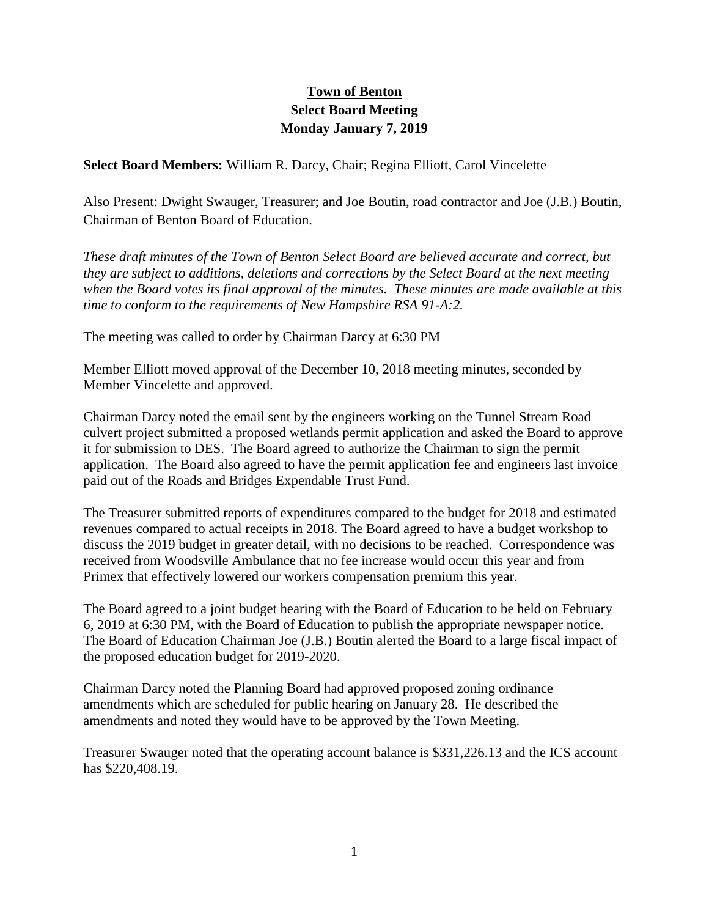**Town of Benton**
**Select Board Meeting**
**Monday January 7, 2019**

**Select Board Members:** William R. Darcy, Chair; Regina Elliott, Carol Vincelette

Also Present: Dwight Swauger, Treasurer; and Joe Boutin, road contractor and Joe (J.B.) Boutin, Chairman of Benton Board of Education.

*These draft minutes of the Town of Benton Select Board are believed accurate and correct, but they are subject to additions, deletions and corrections by the Select Board at the next meeting when the Board votes its final approval of the minutes. These minutes are made available at this time to conform to the requirements of New Hampshire RSA 91-A:2.*

The meeting was called to order by Chairman Darcy at 6:30 PM

Member Elliott moved approval of the December 10, 2018 meeting minutes, seconded by Member Vincelette and approved.

Chairman Darcy noted the email sent by the engineers working on the Tunnel Stream Road culvert project submitted a proposed wetlands permit application and asked the Board to approve it for submission to DES. The Board agreed to authorize the Chairman to sign the permit application. The Board also agreed to have the permit application fee and engineers last invoice paid out of the Roads and Bridges Expendable Trust Fund.

The Treasurer submitted reports of expenditures compared to the budget for 2018 and estimated revenues compared to actual receipts in 2018. The Board agreed to have a budget workshop to discuss the 2019 budget in greater detail, with no decisions to be reached. Correspondence was received from Woodsville Ambulance that no fee increase would occur this year and from Primex that effectively lowered our workers compensation premium this year.

The Board agreed to a joint budget hearing with the Board of Education to be held on February 6, 2019 at 6:30 PM, with the Board of Education to publish the appropriate newspaper notice. The Board of Education Chairman Joe (J.B.) Boutin alerted the Board to a large fiscal impact of the proposed education budget for 2019-2020.

Chairman Darcy noted the Planning Board had approved proposed zoning ordinance amendments which are scheduled for public hearing on January 28. He described the amendments and noted they would have to be approved by the Town Meeting.

Treasurer Swauger noted that the operating account balance is $331,226.13 and the ICS account has $220,408.19.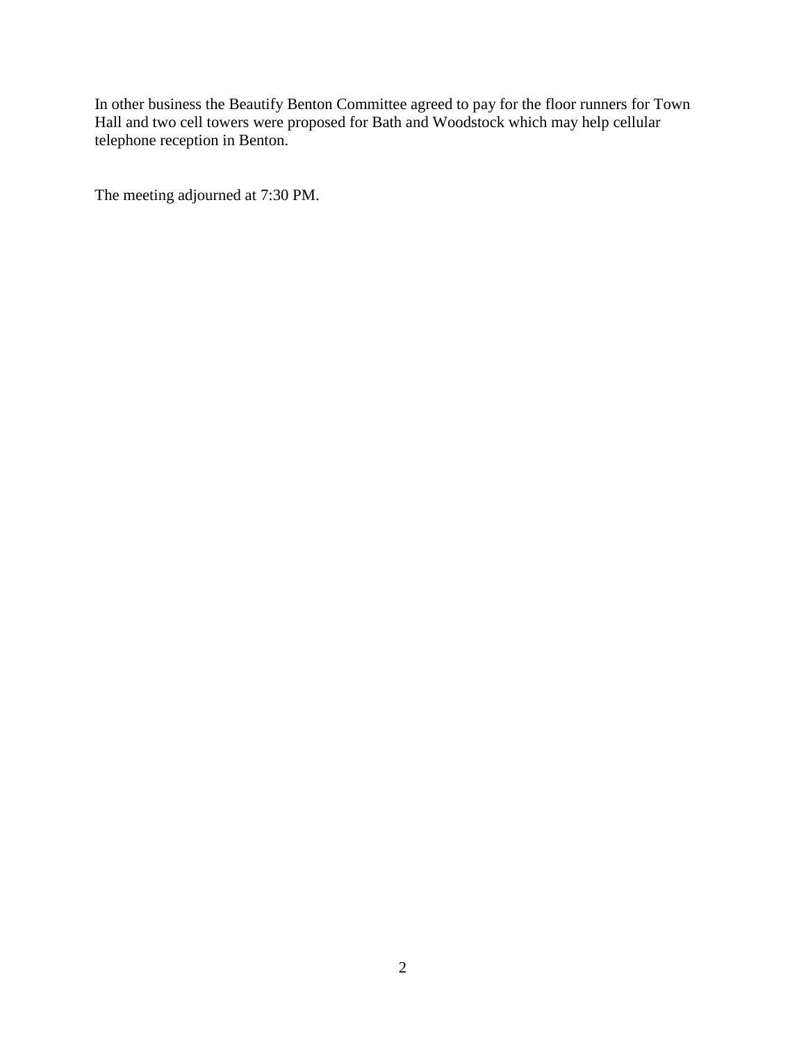In other business the Beautify Benton Committee agreed to pay for the floor runners for Town Hall and two cell towers were proposed for Bath and Woodstock which may help cellular telephone reception in Benton.

The meeting adjourned at 7:30 PM.